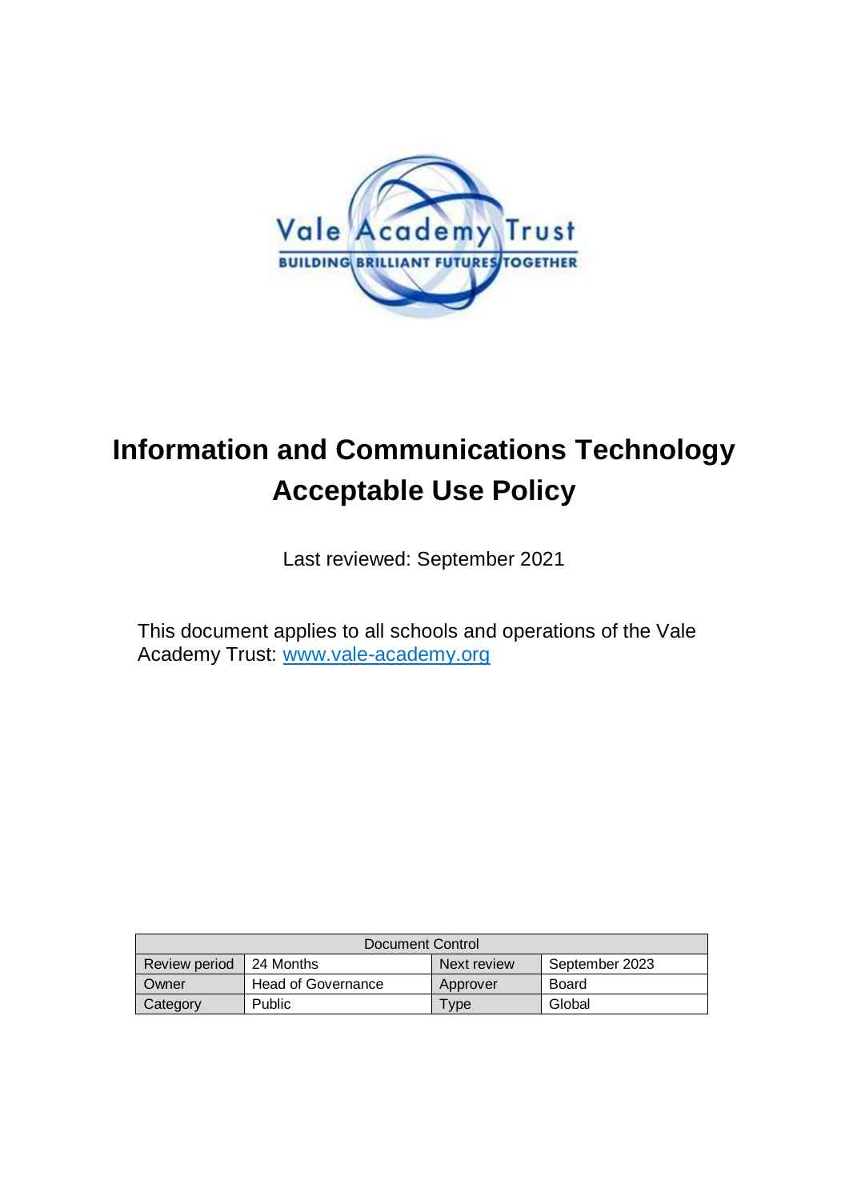# Information and Communications Technology Acceptable Use Policy

Last reviewed: September 2021

This document applies to all schools and operations of the Vale Academy Trust: [www.vale-academy.org](http://www.vale-academy.org)

| Document Control | | | |
|---|---|---|---|
| Review period | 24 Months | Next review | September 2023 |
| Owner | Head of Governance | Approver | Board |
| Category | Public | Type | Global |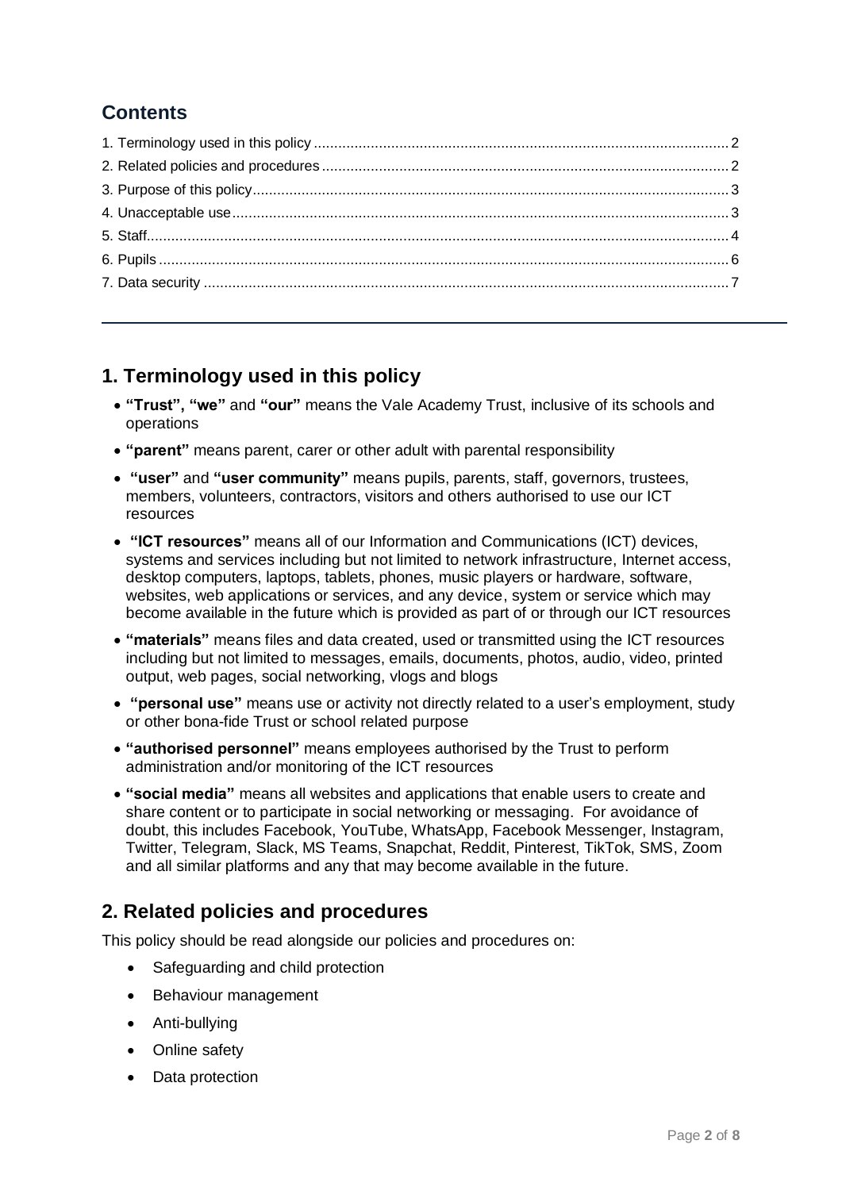## Contents

1. Terminology used in this policy ..... 2
2. Related policies and procedures ..... 2
3. Purpose of this policy ..... 3
4. Unacceptable use ..... 3
5. Staff ..... 4
6. Pupils ..... 6
7. Data security ..... 7

---

## 1. Terminology used in this policy

- **"Trust", "we"** and **"our"** means the Vale Academy Trust, inclusive of its schools and operations
- **"parent"** means parent, carer or other adult with parental responsibility
- **"user"** and **"user community"** means pupils, parents, staff, governors, trustees, members, volunteers, contractors, visitors and others authorised to use our ICT resources
- **"ICT resources"** means all of our Information and Communications (ICT) devices, systems and services including but not limited to network infrastructure, Internet access, desktop computers, laptops, tablets, phones, music players or hardware, software, websites, web applications or services, and any device, system or service which may become available in the future which is provided as part of or through our ICT resources
- **"materials"** means files and data created, used or transmitted using the ICT resources including but not limited to messages, emails, documents, photos, audio, video, printed output, web pages, social networking, vlogs and blogs
- **"personal use"** means use or activity not directly related to a user's employment, study or other bona-fide Trust or school related purpose
- **"authorised personnel"** means employees authorised by the Trust to perform administration and/or monitoring of the ICT resources
- **"social media"** means all websites and applications that enable users to create and share content or to participate in social networking or messaging. For avoidance of doubt, this includes Facebook, YouTube, WhatsApp, Facebook Messenger, Instagram, Twitter, Telegram, Slack, MS Teams, Snapchat, Reddit, Pinterest, TikTok, SMS, Zoom and all similar platforms and any that may become available in the future.

## 2. Related policies and procedures

This policy should be read alongside our policies and procedures on:

- Safeguarding and child protection
- Behaviour management
- Anti-bullying
- Online safety
- Data protection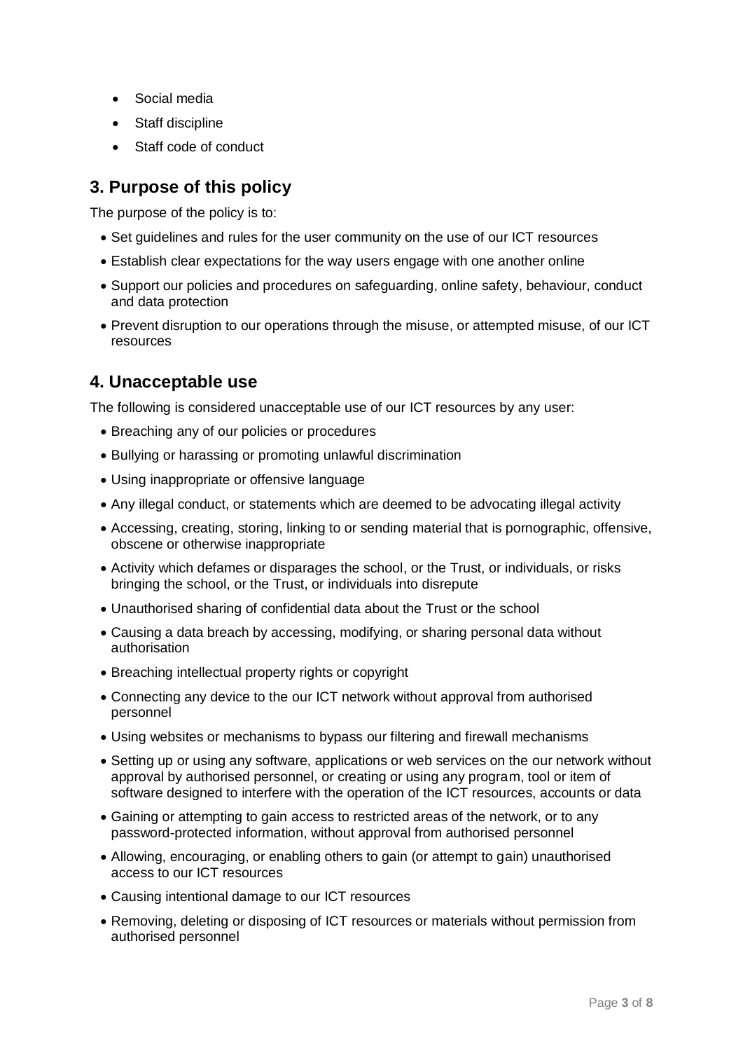- Social media
- Staff discipline
- Staff code of conduct

## 3. Purpose of this policy

The purpose of the policy is to:

- Set guidelines and rules for the user community on the use of our ICT resources
- Establish clear expectations for the way users engage with one another online
- Support our policies and procedures on safeguarding, online safety, behaviour, conduct and data protection
- Prevent disruption to our operations through the misuse, or attempted misuse, of our ICT resources

## 4. Unacceptable use

The following is considered unacceptable use of our ICT resources by any user:

- Breaching any of our policies or procedures
- Bullying or harassing or promoting unlawful discrimination
- Using inappropriate or offensive language
- Any illegal conduct, or statements which are deemed to be advocating illegal activity
- Accessing, creating, storing, linking to or sending material that is pornographic, offensive, obscene or otherwise inappropriate
- Activity which defames or disparages the school, or the Trust, or individuals, or risks bringing the school, or the Trust, or individuals into disrepute
- Unauthorised sharing of confidential data about the Trust or the school
- Causing a data breach by accessing, modifying, or sharing personal data without authorisation
- Breaching intellectual property rights or copyright
- Connecting any device to the our ICT network without approval from authorised personnel
- Using websites or mechanisms to bypass our filtering and firewall mechanisms
- Setting up or using any software, applications or web services on the our network without approval by authorised personnel, or creating or using any program, tool or item of software designed to interfere with the operation of the ICT resources, accounts or data
- Gaining or attempting to gain access to restricted areas of the network, or to any password-protected information, without approval from authorised personnel
- Allowing, encouraging, or enabling others to gain (or attempt to gain) unauthorised access to our ICT resources
- Causing intentional damage to our ICT resources
- Removing, deleting or disposing of ICT resources or materials without permission from authorised personnel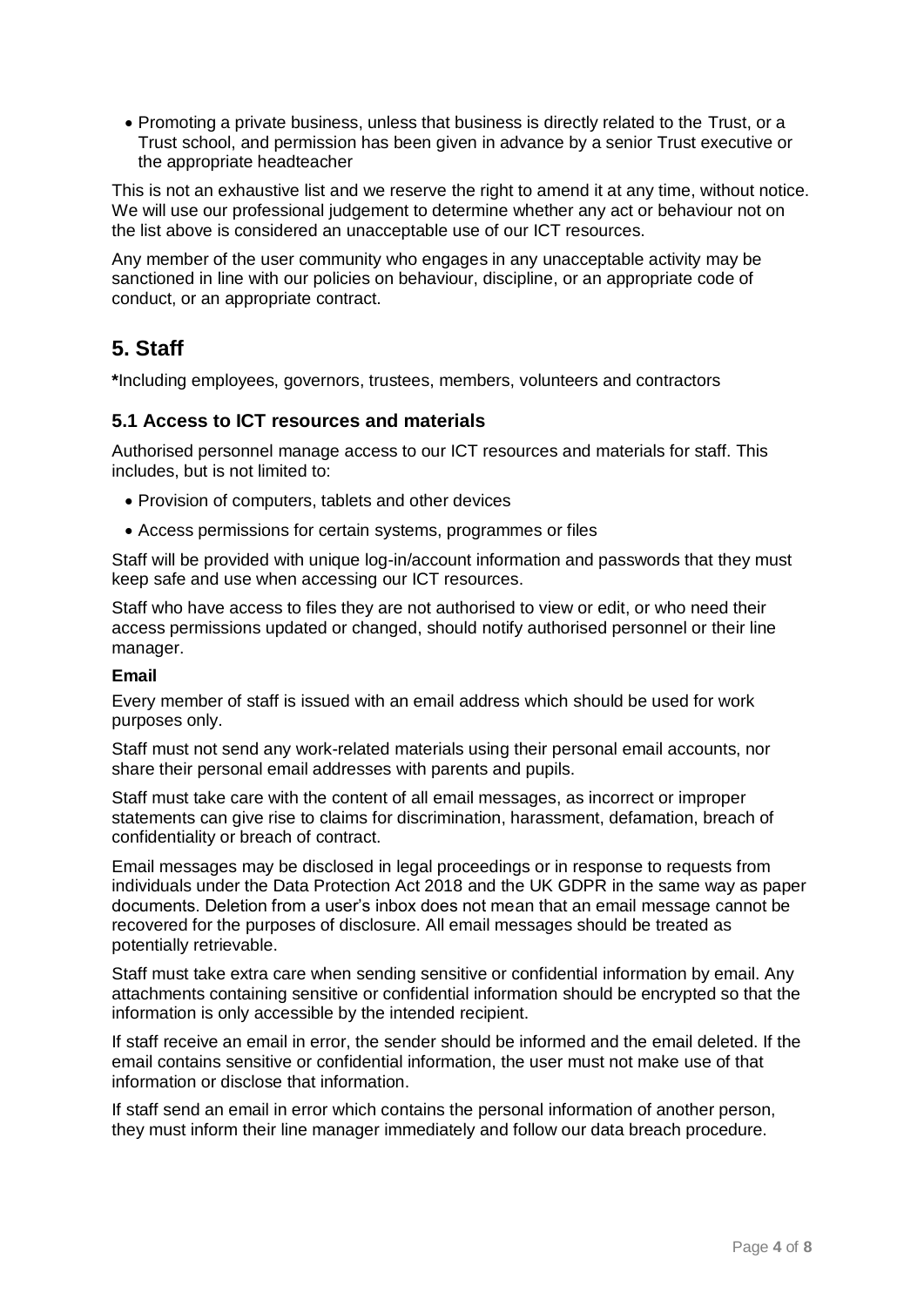- Promoting a private business, unless that business is directly related to the Trust, or a Trust school, and permission has been given in advance by a senior Trust executive or the appropriate headteacher

This is not an exhaustive list and we reserve the right to amend it at any time, without notice. We will use our professional judgement to determine whether any act or behaviour not on the list above is considered an unacceptable use of our ICT resources.

Any member of the user community who engages in any unacceptable activity may be sanctioned in line with our policies on behaviour, discipline, or an appropriate code of conduct, or an appropriate contract.

## 5. Staff

**\***Including employees, governors, trustees, members, volunteers and contractors

### 5.1 Access to ICT resources and materials

Authorised personnel manage access to our ICT resources and materials for staff. This includes, but is not limited to:

- Provision of computers, tablets and other devices
- Access permissions for certain systems, programmes or files

Staff will be provided with unique log-in/account information and passwords that they must keep safe and use when accessing our ICT resources.

Staff who have access to files they are not authorised to view or edit, or who need their access permissions updated or changed, should notify authorised personnel or their line manager.

**Email**

Every member of staff is issued with an email address which should be used for work purposes only.

Staff must not send any work-related materials using their personal email accounts, nor share their personal email addresses with parents and pupils.

Staff must take care with the content of all email messages, as incorrect or improper statements can give rise to claims for discrimination, harassment, defamation, breach of confidentiality or breach of contract.

Email messages may be disclosed in legal proceedings or in response to requests from individuals under the Data Protection Act 2018 and the UK GDPR in the same way as paper documents. Deletion from a user's inbox does not mean that an email message cannot be recovered for the purposes of disclosure. All email messages should be treated as potentially retrievable.

Staff must take extra care when sending sensitive or confidential information by email. Any attachments containing sensitive or confidential information should be encrypted so that the information is only accessible by the intended recipient.

If staff receive an email in error, the sender should be informed and the email deleted. If the email contains sensitive or confidential information, the user must not make use of that information or disclose that information.

If staff send an email in error which contains the personal information of another person, they must inform their line manager immediately and follow our data breach procedure.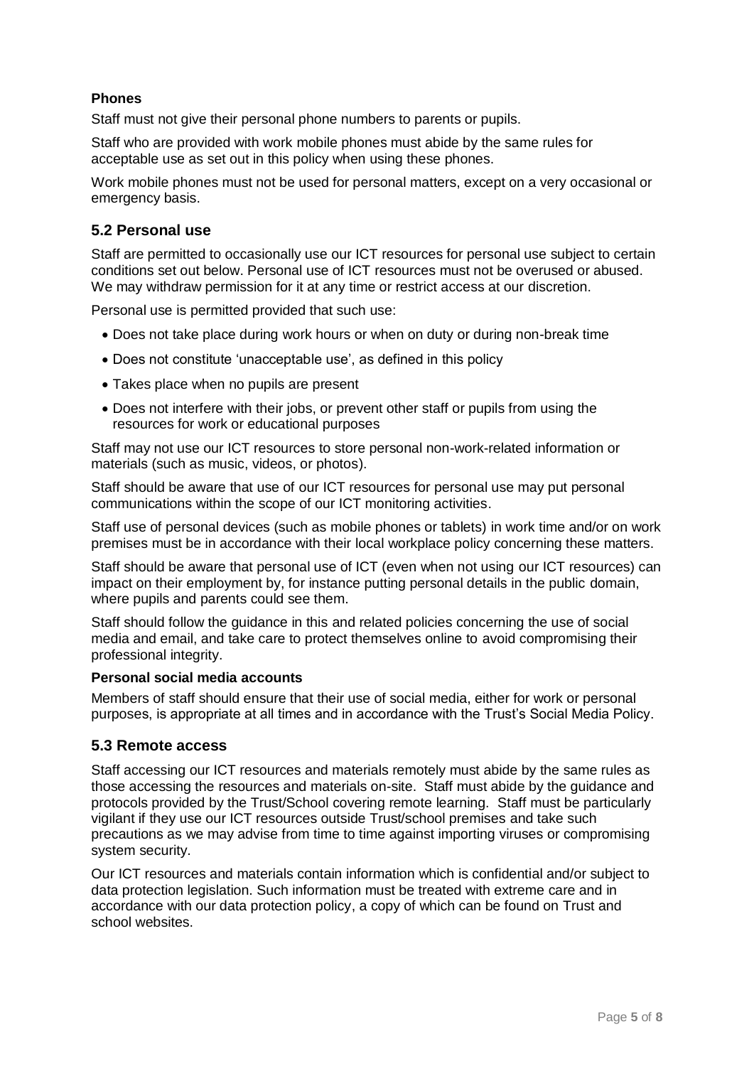**Phones**

Staff must not give their personal phone numbers to parents or pupils.

Staff who are provided with work mobile phones must abide by the same rules for acceptable use as set out in this policy when using these phones.

Work mobile phones must not be used for personal matters, except on a very occasional or emergency basis.

## 5.2 Personal use

Staff are permitted to occasionally use our ICT resources for personal use subject to certain conditions set out below. Personal use of ICT resources must not be overused or abused. We may withdraw permission for it at any time or restrict access at our discretion.

Personal use is permitted provided that such use:

- Does not take place during work hours or when on duty or during non-break time
- Does not constitute 'unacceptable use', as defined in this policy
- Takes place when no pupils are present
- Does not interfere with their jobs, or prevent other staff or pupils from using the resources for work or educational purposes

Staff may not use our ICT resources to store personal non-work-related information or materials (such as music, videos, or photos).

Staff should be aware that use of our ICT resources for personal use may put personal communications within the scope of our ICT monitoring activities.

Staff use of personal devices (such as mobile phones or tablets) in work time and/or on work premises must be in accordance with their local workplace policy concerning these matters.

Staff should be aware that personal use of ICT (even when not using our ICT resources) can impact on their employment by, for instance putting personal details in the public domain, where pupils and parents could see them.

Staff should follow the guidance in this and related policies concerning the use of social media and email, and take care to protect themselves online to avoid compromising their professional integrity.

**Personal social media accounts**

Members of staff should ensure that their use of social media, either for work or personal purposes, is appropriate at all times and in accordance with the Trust's Social Media Policy.

## 5.3 Remote access

Staff accessing our ICT resources and materials remotely must abide by the same rules as those accessing the resources and materials on-site. Staff must abide by the guidance and protocols provided by the Trust/School covering remote learning. Staff must be particularly vigilant if they use our ICT resources outside Trust/school premises and take such precautions as we may advise from time to time against importing viruses or compromising system security.

Our ICT resources and materials contain information which is confidential and/or subject to data protection legislation. Such information must be treated with extreme care and in accordance with our data protection policy, a copy of which can be found on Trust and school websites.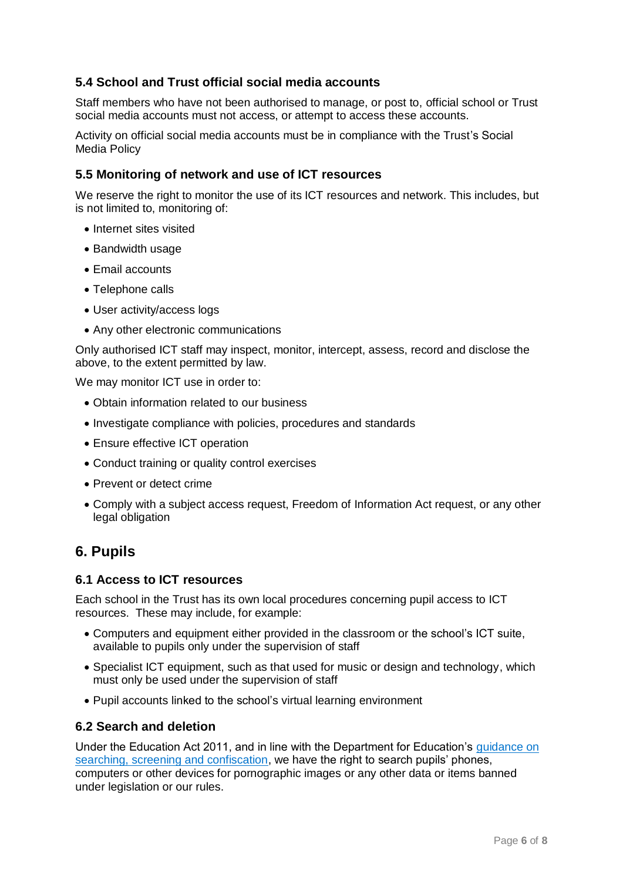### 5.4 School and Trust official social media accounts

Staff members who have not been authorised to manage, or post to, official school or Trust social media accounts must not access, or attempt to access these accounts.

Activity on official social media accounts must be in compliance with the Trust's Social Media Policy

### 5.5 Monitoring of network and use of ICT resources

We reserve the right to monitor the use of its ICT resources and network. This includes, but is not limited to, monitoring of:

- Internet sites visited
- Bandwidth usage
- Email accounts
- Telephone calls
- User activity/access logs
- Any other electronic communications

Only authorised ICT staff may inspect, monitor, intercept, assess, record and disclose the above, to the extent permitted by law.

We may monitor ICT use in order to:

- Obtain information related to our business
- Investigate compliance with policies, procedures and standards
- Ensure effective ICT operation
- Conduct training or quality control exercises
- Prevent or detect crime
- Comply with a subject access request, Freedom of Information Act request, or any other legal obligation

## 6. Pupils

### 6.1 Access to ICT resources

Each school in the Trust has its own local procedures concerning pupil access to ICT resources. These may include, for example:

- Computers and equipment either provided in the classroom or the school's ICT suite, available to pupils only under the supervision of staff
- Specialist ICT equipment, such as that used for music or design and technology, which must only be used under the supervision of staff
- Pupil accounts linked to the school's virtual learning environment

### 6.2 Search and deletion

Under the Education Act 2011, and in line with the Department for Education's [guidance on searching, screening and confiscation](), we have the right to search pupils' phones, computers or other devices for pornographic images or any other data or items banned under legislation or our rules.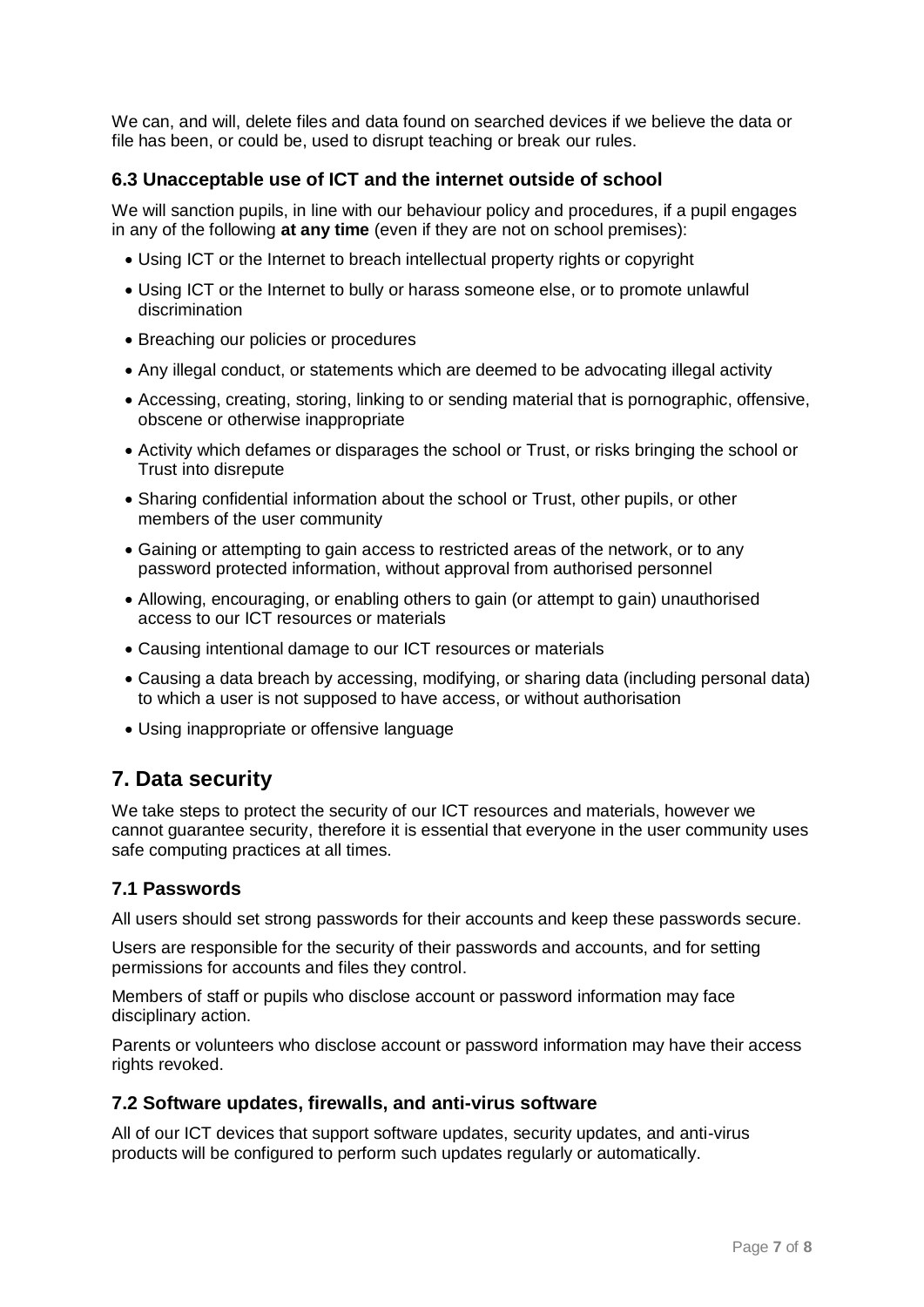We can, and will, delete files and data found on searched devices if we believe the data or file has been, or could be, used to disrupt teaching or break our rules.

### 6.3 Unacceptable use of ICT and the internet outside of school

We will sanction pupils, in line with our behaviour policy and procedures, if a pupil engages in any of the following **at any time** (even if they are not on school premises):

- Using ICT or the Internet to breach intellectual property rights or copyright
- Using ICT or the Internet to bully or harass someone else, or to promote unlawful discrimination
- Breaching our policies or procedures
- Any illegal conduct, or statements which are deemed to be advocating illegal activity
- Accessing, creating, storing, linking to or sending material that is pornographic, offensive, obscene or otherwise inappropriate
- Activity which defames or disparages the school or Trust, or risks bringing the school or Trust into disrepute
- Sharing confidential information about the school or Trust, other pupils, or other members of the user community
- Gaining or attempting to gain access to restricted areas of the network, or to any password protected information, without approval from authorised personnel
- Allowing, encouraging, or enabling others to gain (or attempt to gain) unauthorised access to our ICT resources or materials
- Causing intentional damage to our ICT resources or materials
- Causing a data breach by accessing, modifying, or sharing data (including personal data) to which a user is not supposed to have access, or without authorisation
- Using inappropriate or offensive language

## 7. Data security

We take steps to protect the security of our ICT resources and materials, however we cannot guarantee security, therefore it is essential that everyone in the user community uses safe computing practices at all times.

### 7.1 Passwords

All users should set strong passwords for their accounts and keep these passwords secure.

Users are responsible for the security of their passwords and accounts, and for setting permissions for accounts and files they control.

Members of staff or pupils who disclose account or password information may face disciplinary action.

Parents or volunteers who disclose account or password information may have their access rights revoked.

### 7.2 Software updates, firewalls, and anti-virus software

All of our ICT devices that support software updates, security updates, and anti-virus products will be configured to perform such updates regularly or automatically.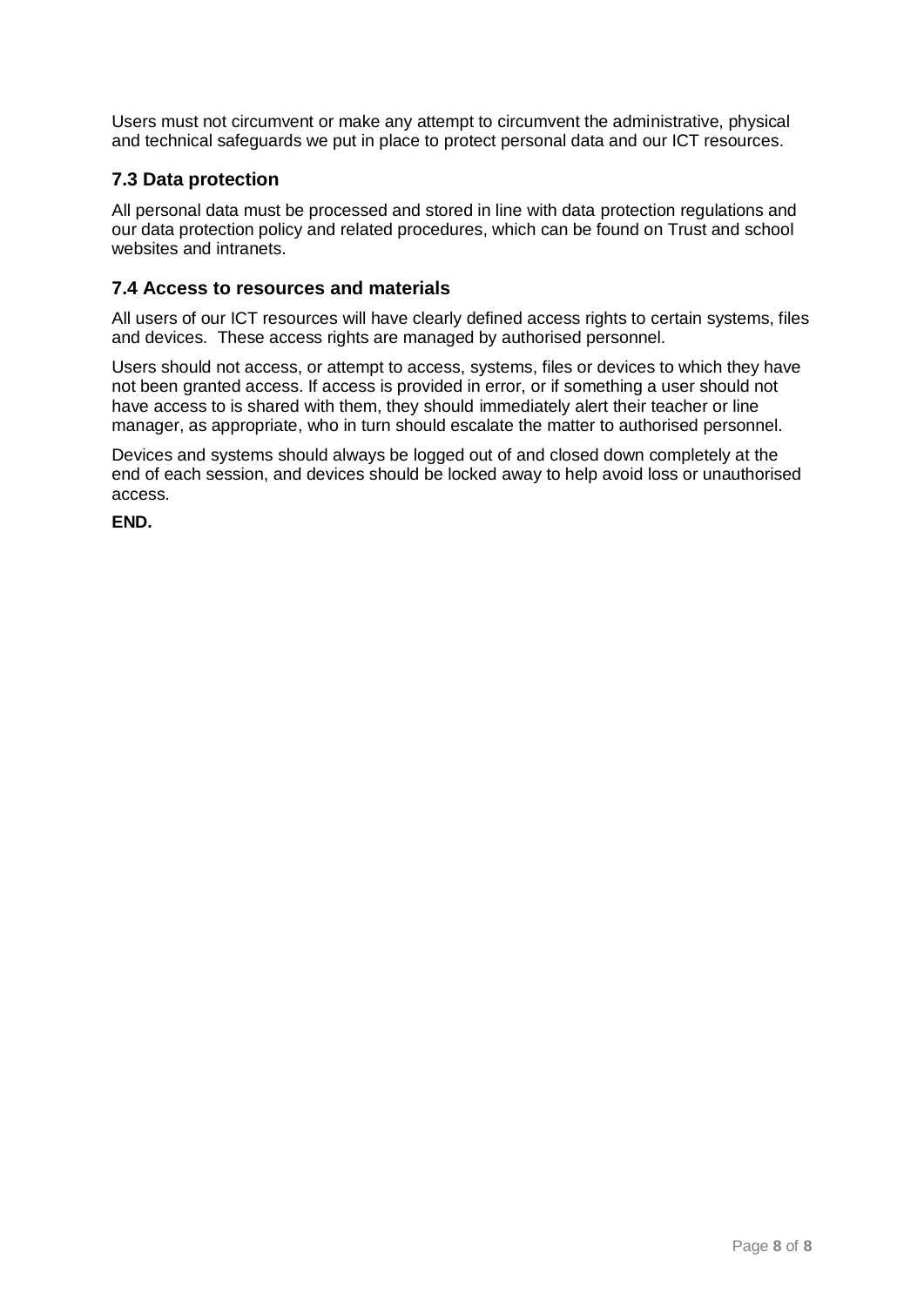Users must not circumvent or make any attempt to circumvent the administrative, physical and technical safeguards we put in place to protect personal data and our ICT resources.

### 7.3 Data protection

All personal data must be processed and stored in line with data protection regulations and our data protection policy and related procedures, which can be found on Trust and school websites and intranets.

### 7.4 Access to resources and materials

All users of our ICT resources will have clearly defined access rights to certain systems, files and devices. These access rights are managed by authorised personnel.

Users should not access, or attempt to access, systems, files or devices to which they have not been granted access. If access is provided in error, or if something a user should not have access to is shared with them, they should immediately alert their teacher or line manager, as appropriate, who in turn should escalate the matter to authorised personnel.

Devices and systems should always be logged out of and closed down completely at the end of each session, and devices should be locked away to help avoid loss or unauthorised access.

**END.**